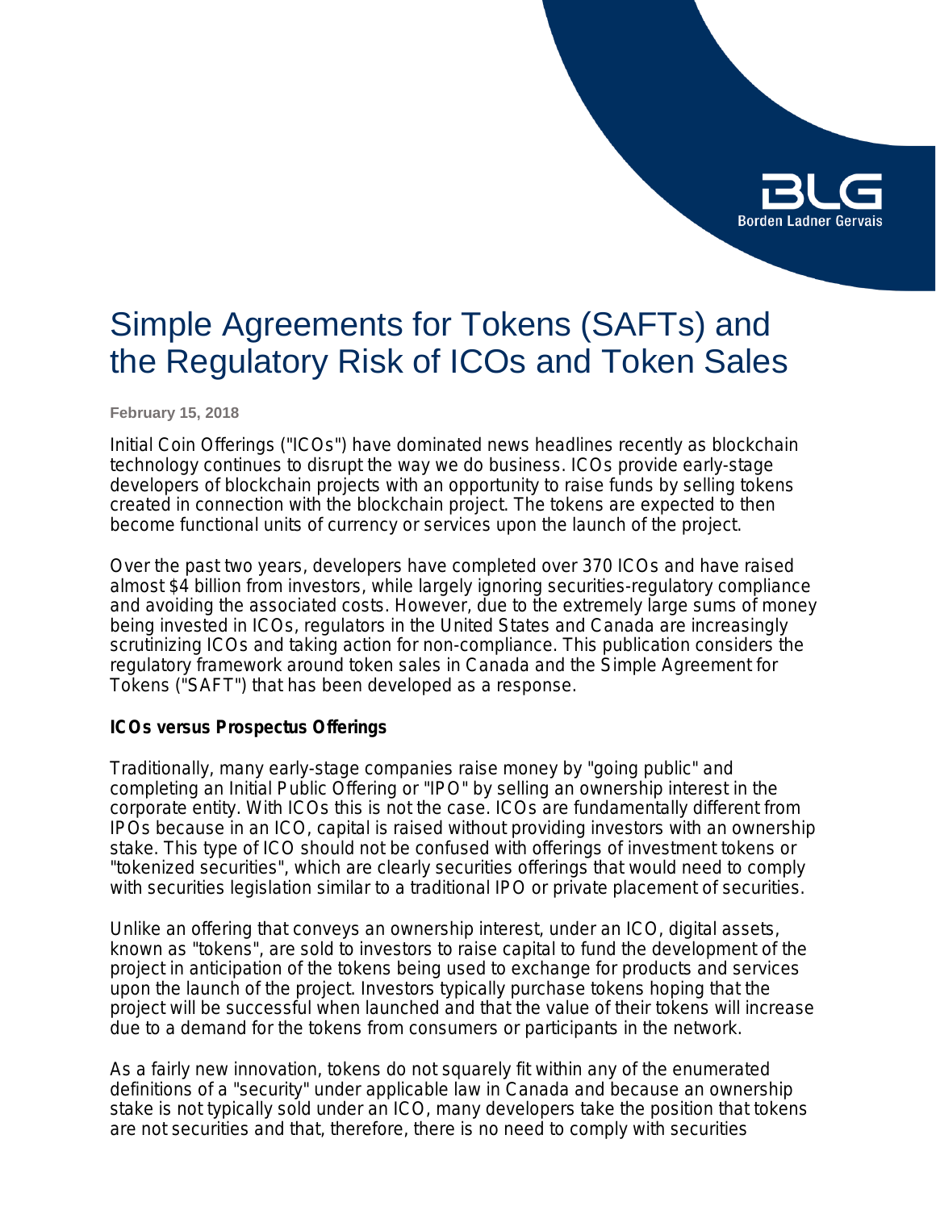# Simple Agreements for Tokens (SAFTs) and the Regulatory Risk of ICOs and Token Sales

**February 15, 2018**

Initial Coin Offerings ("ICOs") have dominated news headlines recently as blockchain technology continues to disrupt the way we do business. ICOs provide early-stage developers of blockchain projects with an opportunity to raise funds by selling tokens created in connection with the blockchain project. The tokens are expected to then become functional units of currency or services upon the launch of the project.

Over the past two years, developers have completed over 370 ICOs and have raised almost $4 billion from investors, while largely ignoring securities-regulatory compliance and avoiding the associated costs. However, due to the extremely large sums of money being invested in ICOs, regulators in the United States and Canada are increasingly scrutinizing ICOs and taking action for non-compliance. This publication considers the regulatory framework around token sales in Canada and the Simple Agreement for Tokens ("SAFT") that has been developed as a response.

**ICOs versus Prospectus Offerings**

Traditionally, many early-stage companies raise money by "going public" and completing an Initial Public Offering or "IPO" by selling an ownership interest in the corporate entity. With ICOs this is not the case. ICOs are fundamentally different from IPOs because in an ICO, capital is raised without providing investors with an ownership stake. This type of ICO should not be confused with offerings of investment tokens or "tokenized securities", which are clearly securities offerings that would need to comply with securities legislation similar to a traditional IPO or private placement of securities.

Unlike an offering that conveys an ownership interest, under an ICO, digital assets, known as "tokens", are sold to investors to raise capital to fund the development of the project in anticipation of the tokens being used to exchange for products and services upon the launch of the project. Investors typically purchase tokens hoping that the project will be successful when launched and that the value of their tokens will increase due to a demand for the tokens from consumers or participants in the network.

As a fairly new innovation, tokens do not squarely fit within any of the enumerated definitions of a "security" under applicable law in Canada and because an ownership stake is not typically sold under an ICO, many developers take the position that tokens are not securities and that, therefore, there is no need to comply with securities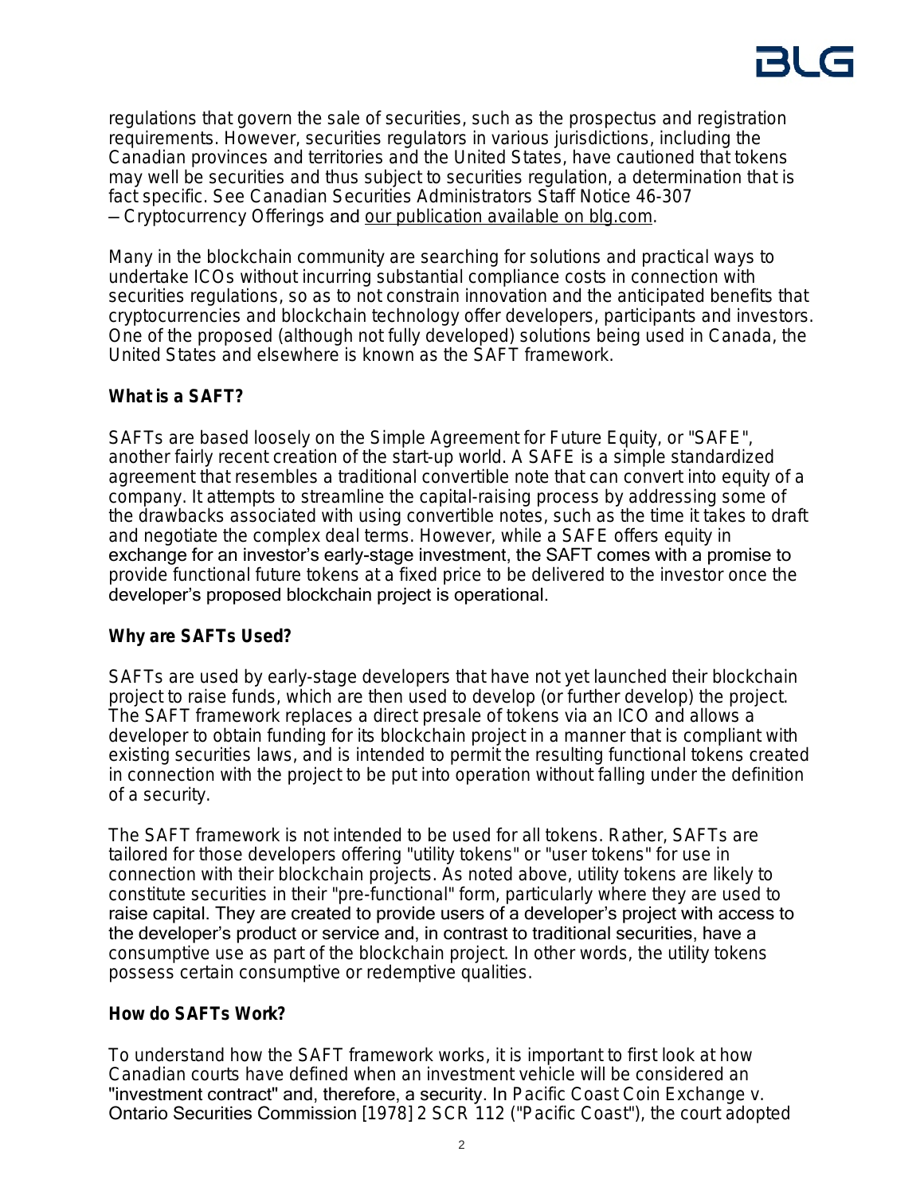regulations that govern the sale of securities, such as the prospectus and registration requirements. However, securities regulators in various jurisdictions, including the Canadian provinces and territories and the United States, have cautioned that tokens may well be securities and thus subject to securities regulation, a determination that is fact specific. See Canadian Securities Administrators Staff Notice 46-307 – Cryptocurrency Offerings and our publication available on blg.com.

Many in the blockchain community are searching for solutions and practical ways to undertake ICOs without incurring substantial compliance costs in connection with securities regulations, so as to not constrain innovation and the anticipated benefits that cryptocurrencies and blockchain technology offer developers, participants and investors. One of the proposed (although not fully developed) solutions being used in Canada, the United States and elsewhere is known as the SAFT framework.

**What is a SAFT?**

SAFTs are based loosely on the Simple Agreement for Future Equity, or "SAFE", another fairly recent creation of the start-up world. A SAFE is a simple standardized agreement that resembles a traditional convertible note that can convert into equity of a company. It attempts to streamline the capital-raising process by addressing some of the drawbacks associated with using convertible notes, such as the time it takes to draft and negotiate the complex deal terms. However, while a SAFE offers equity in exchange for an investor's early-stage investment, the SAFT comes with a promise to provide functional future tokens at a fixed price to be delivered to the investor once the developer's proposed blockchain project is operational.

**Why are SAFTs Used?**

SAFTs are used by early-stage developers that have not yet launched their blockchain project to raise funds, which are then used to develop (or further develop) the project. The SAFT framework replaces a direct presale of tokens via an ICO and allows a developer to obtain funding for its blockchain project in a manner that is compliant with existing securities laws, and is intended to permit the resulting functional tokens created in connection with the project to be put into operation without falling under the definition of a security.

The SAFT framework is not intended to be used for all tokens. Rather, SAFTs are tailored for those developers offering "utility tokens" or "user tokens" for use in connection with their blockchain projects. As noted above, utility tokens are likely to constitute securities in their "pre-functional" form, particularly where they are used to raise capital. They are created to provide users of a developer's project with access to the developer's product or service and, in contrast to traditional securities, have a consumptive use as part of the blockchain project. In other words, the utility tokens possess certain consumptive or redemptive qualities.

**How do SAFTs Work?**

To understand how the SAFT framework works, it is important to first look at how Canadian courts have defined when an investment vehicle will be considered an "investment contract" and, therefore, a security. In Pacific Coast Coin Exchange v. Ontario Securities Commission [1978] 2 SCR 112 ("Pacific Coast"), the court adopted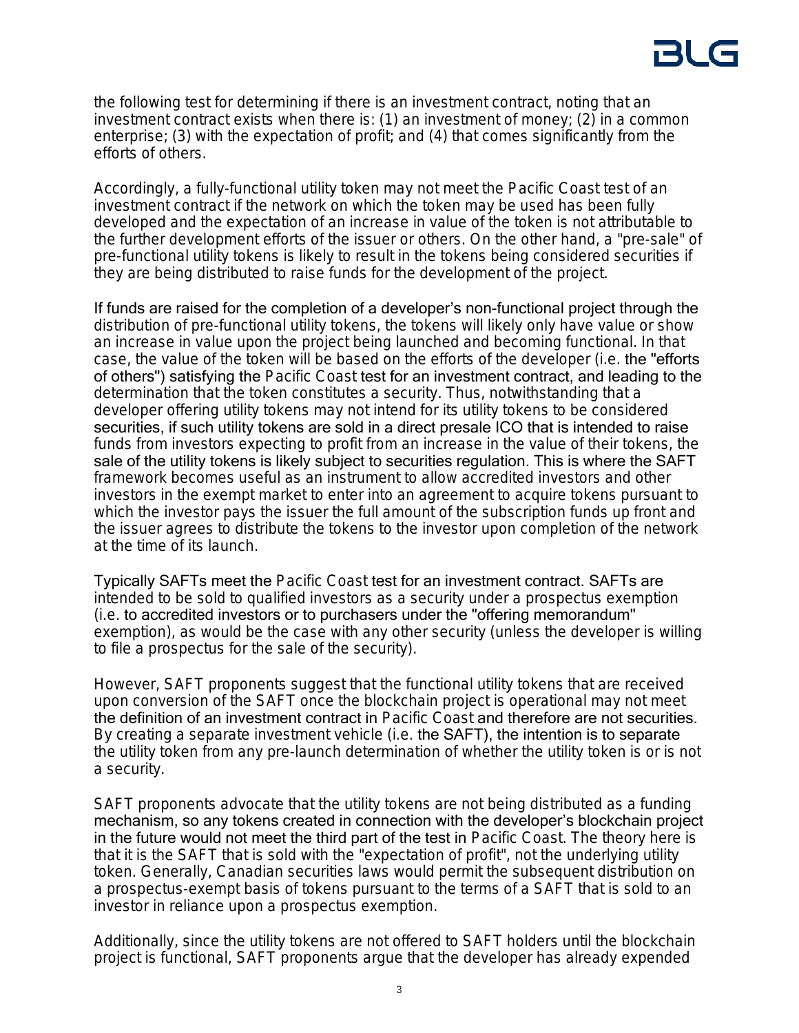the following test for determining if there is an investment contract, noting that an investment contract exists when there is: (1) an investment of money; (2) in a common enterprise; (3) with the expectation of profit; and (4) that comes significantly from the efforts of others.

Accordingly, a fully-functional utility token may not meet the *Pacific Coast* test of an investment contract if the network on which the token may be used has been fully developed and the expectation of an increase in value of the token is not attributable to the further development efforts of the issuer or others. On the other hand, a "pre-sale" of pre-functional utility tokens is likely to result in the tokens being considered securities if they are being distributed to raise funds for the development of the project.

If funds are raised for the completion of a developer's non-functional project through the distribution of pre-functional utility tokens, the tokens will likely only have value or show an increase in value upon the project being launched and becoming functional. In that case, the value of the token will be based on the efforts of the developer (i.e. the "efforts of others") satisfying the *Pacific Coast* test for an investment contract, and leading to the determination that the token constitutes a security. Thus, notwithstanding that a developer offering utility tokens may not intend for its utility tokens to be considered securities, if such utility tokens are sold in a direct presale ICO that is intended to raise funds from investors expecting to profit from an increase in the value of their tokens, the sale of the utility tokens is likely subject to securities regulation. This is where the SAFT framework becomes useful as an instrument to allow accredited investors and other investors in the exempt market to enter into an agreement to acquire tokens pursuant to which the investor pays the issuer the full amount of the subscription funds up front and the issuer agrees to distribute the tokens to the investor upon completion of the network at the time of its launch.

Typically SAFTs meet the *Pacific Coast* test for an investment contract. SAFTs are intended to be sold to qualified investors as a security under a prospectus exemption (i.e. to accredited investors or to purchasers under the "offering memorandum" exemption), as would be the case with any other security (unless the developer is willing to file a prospectus for the sale of the security).

However, SAFT proponents suggest that the functional utility tokens that are received upon conversion of the SAFT once the blockchain project is operational may not meet the definition of an investment contract in *Pacific Coast* and therefore are not securities. By creating a separate investment vehicle (i.e. the SAFT), the intention is to separate the utility token from any pre-launch determination of whether the utility token is or is not a security.

SAFT proponents advocate that the utility tokens are not being distributed as a funding mechanism, so any tokens created in connection with the developer's blockchain project in the future would not meet the third part of the test in *Pacific Coast*. The theory here is that it is the SAFT that is sold with the "expectation of profit", not the underlying utility token. Generally, Canadian securities laws would permit the subsequent distribution on a prospectus-exempt basis of tokens pursuant to the terms of a SAFT that is sold to an investor in reliance upon a prospectus exemption.

Additionally, since the utility tokens are not offered to SAFT holders until the blockchain project is functional, SAFT proponents argue that the developer has already expended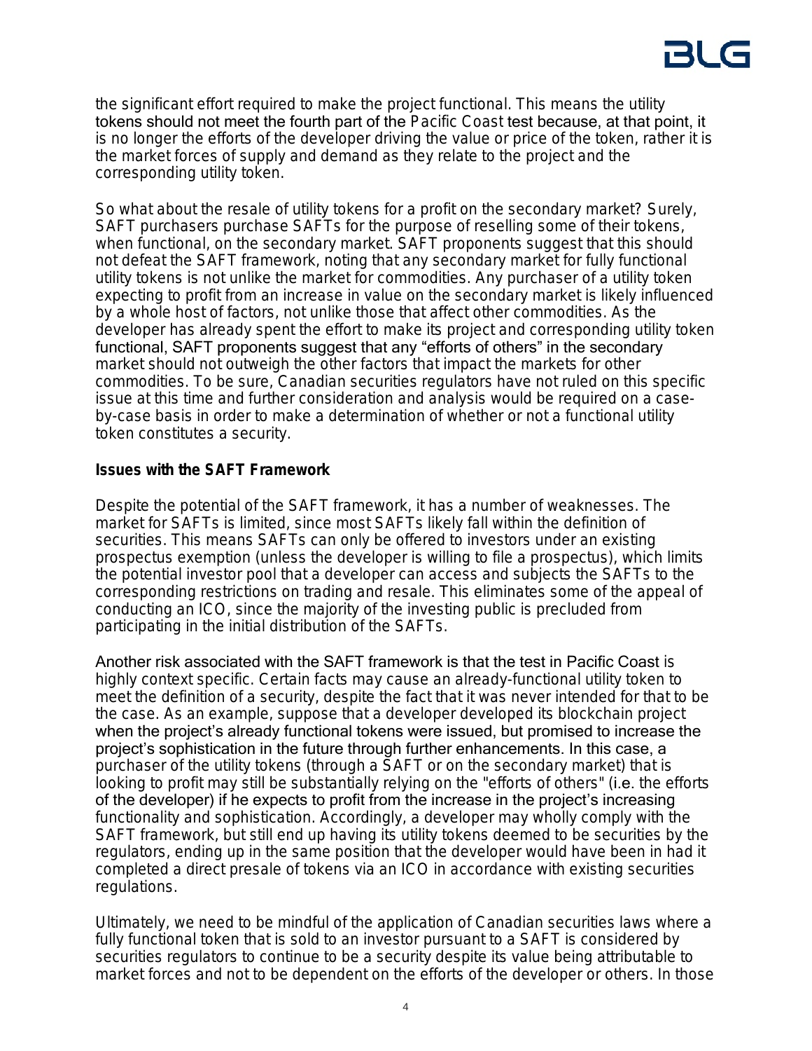the significant effort required to make the project functional. This means the utility tokens should not meet the fourth part of the Pacific Coast test because, at that point, it is no longer the efforts of the developer driving the value or price of the token, rather it is the market forces of supply and demand as they relate to the project and the corresponding utility token.

So what about the resale of utility tokens for a profit on the secondary market? Surely, SAFT purchasers purchase SAFTs for the purpose of reselling some of their tokens, when functional, on the secondary market. SAFT proponents suggest that this should not defeat the SAFT framework, noting that any secondary market for fully functional utility tokens is not unlike the market for commodities. Any purchaser of a utility token expecting to profit from an increase in value on the secondary market is likely influenced by a whole host of factors, not unlike those that affect other commodities. As the developer has already spent the effort to make its project and corresponding utility token functional, SAFT proponents suggest that any "efforts of others" in the secondary market should not outweigh the other factors that impact the markets for other commodities. To be sure, Canadian securities regulators have not ruled on this specific issue at this time and further consideration and analysis would be required on a case-by-case basis in order to make a determination of whether or not a functional utility token constitutes a security.

**Issues with the SAFT Framework**

Despite the potential of the SAFT framework, it has a number of weaknesses. The market for SAFTs is limited, since most SAFTs likely fall within the definition of securities. This means SAFTs can only be offered to investors under an existing prospectus exemption (unless the developer is willing to file a prospectus), which limits the potential investor pool that a developer can access and subjects the SAFTs to the corresponding restrictions on trading and resale. This eliminates some of the appeal of conducting an ICO, since the majority of the investing public is precluded from participating in the initial distribution of the SAFTs.

Another risk associated with the SAFT framework is that the test in Pacific Coast is highly context specific. Certain facts may cause an already-functional utility token to meet the definition of a security, despite the fact that it was never intended for that to be the case. As an example, suppose that a developer developed its blockchain project when the project's already functional tokens were issued, but promised to increase the project's sophistication in the future through further enhancements. In this case, a purchaser of the utility tokens (through a SAFT or on the secondary market) that is looking to profit may still be substantially relying on the "efforts of others" (i.e. the efforts of the developer) if he expects to profit from the increase in the project's increasing functionality and sophistication. Accordingly, a developer may wholly comply with the SAFT framework, but still end up having its utility tokens deemed to be securities by the regulators, ending up in the same position that the developer would have been in had it completed a direct presale of tokens via an ICO in accordance with existing securities regulations.

Ultimately, we need to be mindful of the application of Canadian securities laws where a fully functional token that is sold to an investor pursuant to a SAFT is considered by securities regulators to continue to be a security despite its value being attributable to market forces and not to be dependent on the efforts of the developer or others. In those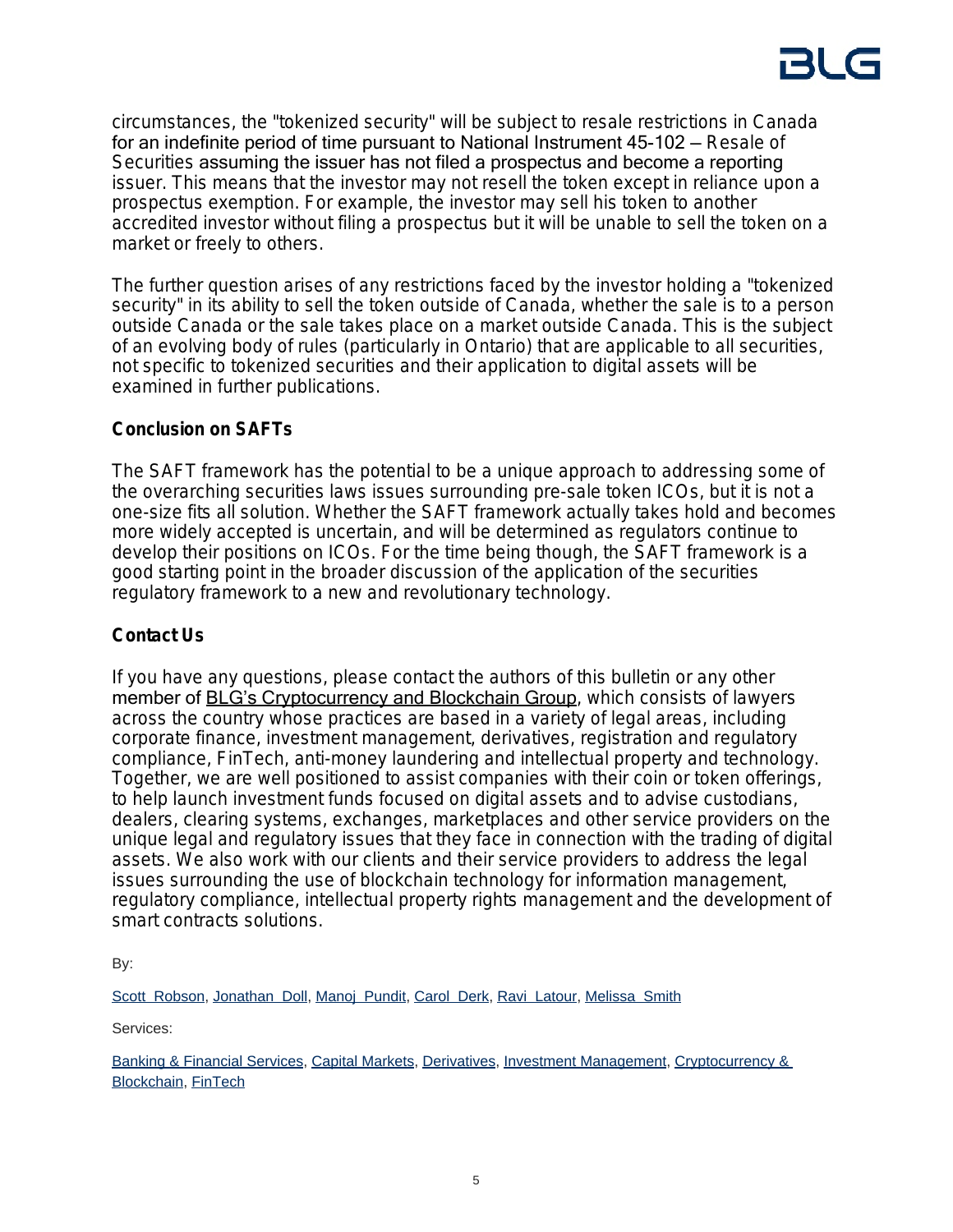circumstances, the "tokenized security" will be subject to resale restrictions in Canada for an indefinite period of time pursuant to National Instrument 45-102 – Resale of Securities assuming the issuer has not filed a prospectus and become a reporting issuer. This means that the investor may not resell the token except in reliance upon a prospectus exemption. For example, the investor may sell his token to another accredited investor without filing a prospectus but it will be unable to sell the token on a market or freely to others.

The further question arises of any restrictions faced by the investor holding a "tokenized security" in its ability to sell the token outside of Canada, whether the sale is to a person outside Canada or the sale takes place on a market outside Canada. This is the subject of an evolving body of rules (particularly in Ontario) that are applicable to all securities, not specific to tokenized securities and their application to digital assets will be examined in further publications.

**Conclusion on SAFTs**

The SAFT framework has the potential to be a unique approach to addressing some of the overarching securities laws issues surrounding pre-sale token ICOs, but it is not a one-size fits all solution. Whether the SAFT framework actually takes hold and becomes more widely accepted is uncertain, and will be determined as regulators continue to develop their positions on ICOs. For the time being though, the SAFT framework is a good starting point in the broader discussion of the application of the securities regulatory framework to a new and revolutionary technology.

**Contact Us**

If you have any questions, please contact the authors of this bulletin or any other member of BLG's Cryptocurrency and Blockchain Group, which consists of lawyers across the country whose practices are based in a variety of legal areas, including corporate finance, investment management, derivatives, registration and regulatory compliance, FinTech, anti-money laundering and intellectual property and technology. Together, we are well positioned to assist companies with their coin or token offerings, to help launch investment funds focused on digital assets and to advise custodians, dealers, clearing systems, exchanges, marketplaces and other service providers on the unique legal and regulatory issues that they face in connection with the trading of digital assets. We also work with our clients and their service providers to address the legal issues surrounding the use of blockchain technology for information management, regulatory compliance, intellectual property rights management and the development of smart contracts solutions.

By:

Scott Robson, Jonathan Doll, Manoj Pundit, Carol Derk, Ravi Latour, Melissa Smith

Services:

Banking & Financial Services, Capital Markets, Derivatives, Investment Management, Cryptocurrency & Blockchain, FinTech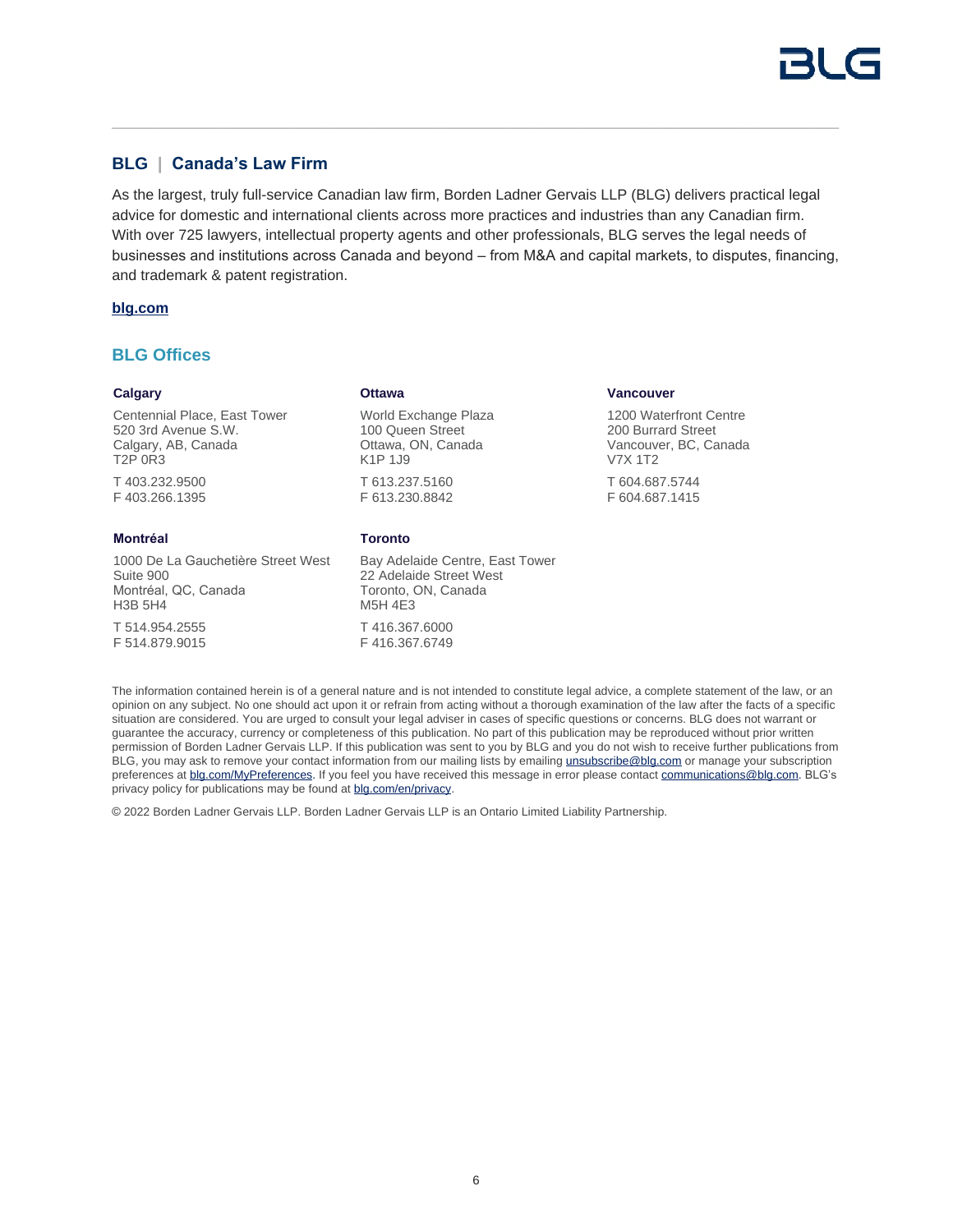## BLG | Canada's Law Firm

As the largest, truly full-service Canadian law firm, Borden Ladner Gervais LLP (BLG) delivers practical legal advice for domestic and international clients across more practices and industries than any Canadian firm. With over 725 lawyers, intellectual property agents and other professionals, BLG serves the legal needs of businesses and institutions across Canada and beyond – from M&A and capital markets, to disputes, financing, and trademark & patent registration.

**blg.com**

## BLG Offices

**Calgary**

Centennial Place, East Tower
520 3rd Avenue S.W.
Calgary, AB, Canada
T2P 0R3

T 403.232.9500
F 403.266.1395

**Montréal**

1000 De La Gauchetière Street West
Suite 900
Montréal, QC, Canada
H3B 5H4

T 514.954.2555
F 514.879.9015

**Ottawa**

World Exchange Plaza
100 Queen Street
Ottawa, ON, Canada
K1P 1J9

T 613.237.5160
F 613.230.8842

**Toronto**

Bay Adelaide Centre, East Tower
22 Adelaide Street West
Toronto, ON, Canada
M5H 4E3

T 416.367.6000
F 416.367.6749

**Vancouver**

1200 Waterfront Centre
200 Burrard Street
Vancouver, BC, Canada
V7X 1T2

T 604.687.5744
F 604.687.1415

The information contained herein is of a general nature and is not intended to constitute legal advice, a complete statement of the law, or an opinion on any subject. No one should act upon it or refrain from acting without a thorough examination of the law after the facts of a specific situation are considered. You are urged to consult your legal adviser in cases of specific questions or concerns. BLG does not warrant or guarantee the accuracy, currency or completeness of this publication. No part of this publication may be reproduced without prior written permission of Borden Ladner Gervais LLP. If this publication was sent to you by BLG and you do not wish to receive further publications from BLG, you may ask to remove your contact information from our mailing lists by emailing unsubscribe@blg.com or manage your subscription preferences at blg.com/MyPreferences. If you feel you have received this message in error please contact communications@blg.com. BLG's privacy policy for publications may be found at blg.com/en/privacy.

© 2022 Borden Ladner Gervais LLP. Borden Ladner Gervais LLP is an Ontario Limited Liability Partnership.